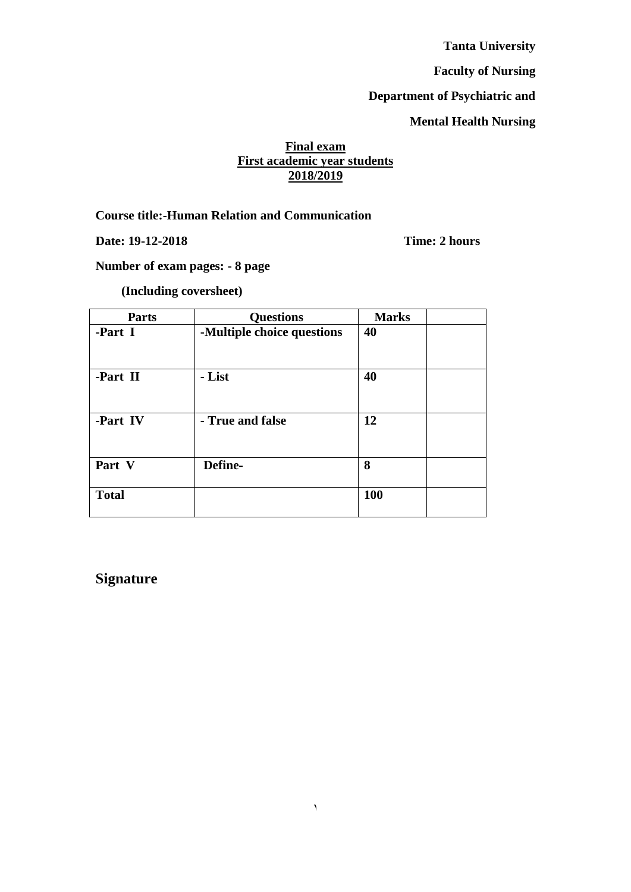**Tanta University**

**Faculty of Nursing**

**Department of Psychiatric and**

**Mental Health Nursing**

**Final exam**
**First academic year students**
**2018/2019**

**Course title:-Human Relation and Communication**

**Date: 19-12-2018** **Time: 2 hours**

**Number of exam pages: - 8 page**

**(Including coversheet)**

| Parts | Questions | Marks | |
|---|---|---|---|
| -Part I | -Multiple choice questions | 40 | |
| -Part II | - List | 40 | |
| -Part IV | - True and false | 12 | |
| Part V | Define- | 8 | |
| Total | | 100 | |

**Signature**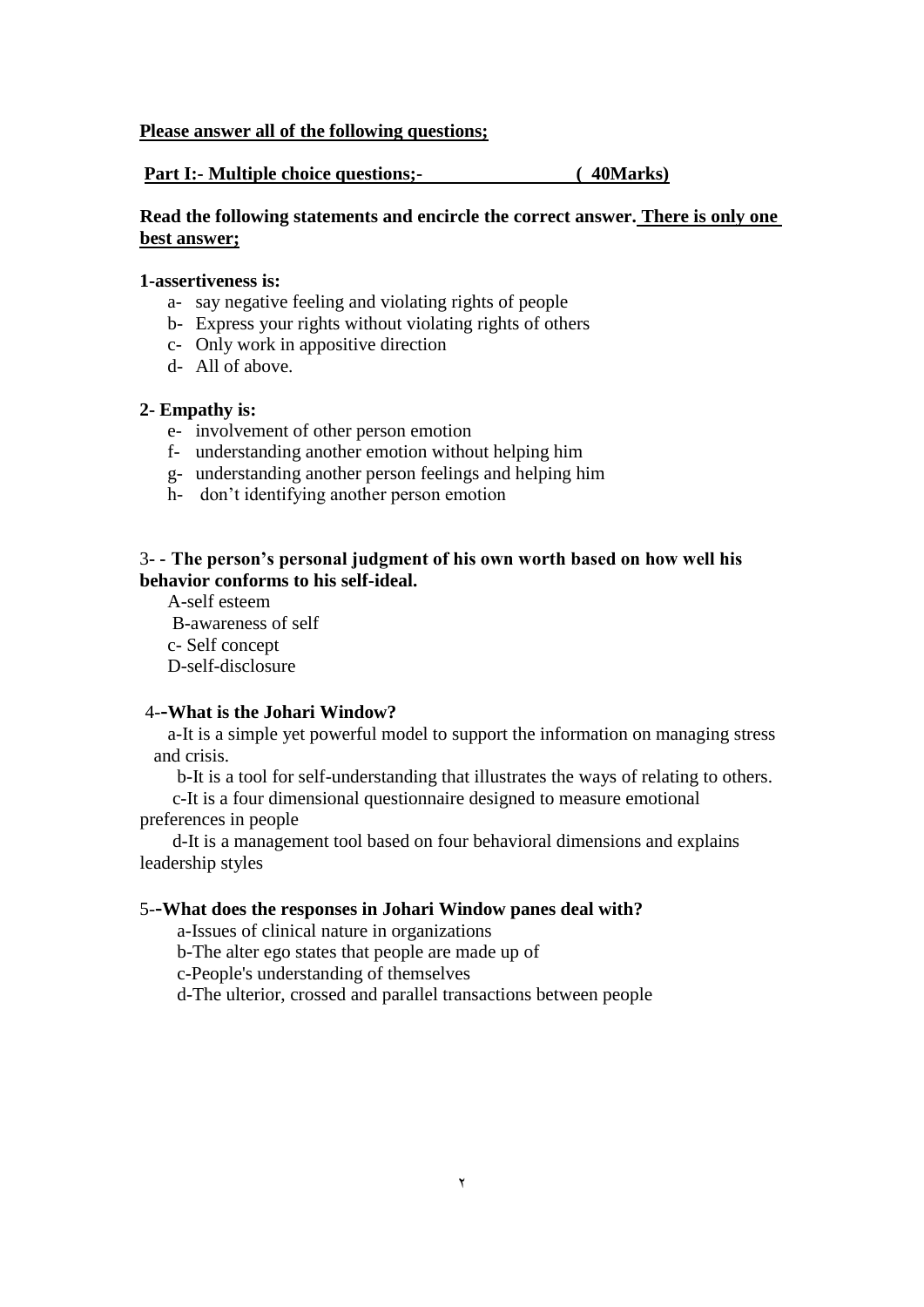**Please answer all of the following questions;**

**Part I:- Multiple choice questions;-                    ( 40Marks)**

**Read the following statements and encircle the correct answer. There is only one best answer;**

**1-assertiveness is:**

a- say negative feeling and violating rights of people
b- Express your rights without violating rights of others
c- Only work in appositive direction
d- All of above.

**2- Empathy is:**

e- involvement of other person emotion
f- understanding another emotion without helping him
g- understanding another person feelings and helping him
h- don't identifying another person emotion

3- - **The person's personal judgment of his own worth based on how well his behavior conforms to his self-ideal.**

A-self esteem
B-awareness of self
c- Self concept
D-self-disclosure

4-**-What is the Johari Window?**

a-It is a simple yet powerful model to support the information on managing stress and crisis.
b-It is a tool for self-understanding that illustrates the ways of relating to others.
c-It is a four dimensional questionnaire designed to measure emotional preferences in people
d-It is a management tool based on four behavioral dimensions and explains leadership styles

5-**-What does the responses in Johari Window panes deal with?**

a-Issues of clinical nature in organizations
b-The alter ego states that people are made up of
c-People's understanding of themselves
d-The ulterior, crossed and parallel transactions between people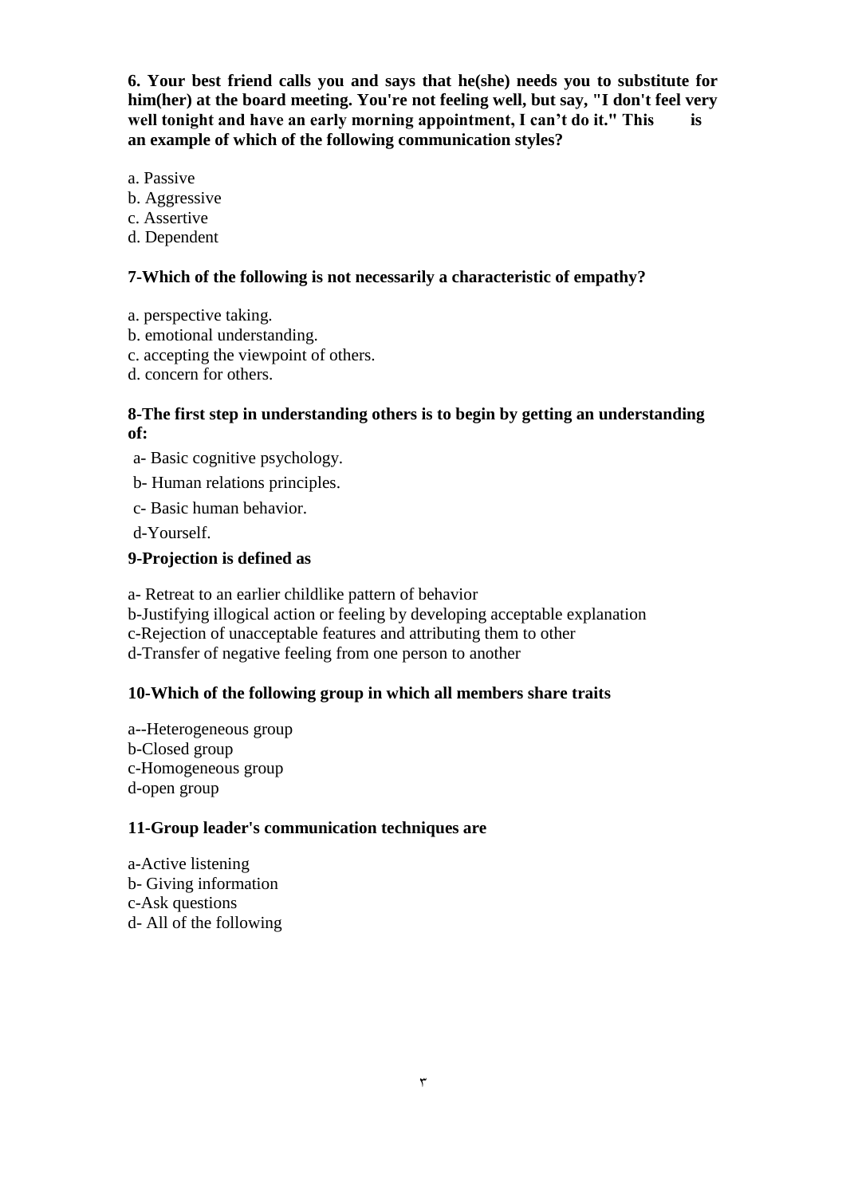**6. Your best friend calls you and says that he(she) needs you to substitute for him(her) at the board meeting. You're not feeling well, but say, "I don't feel very well tonight and have an early morning appointment, I can't do it." This is an example of which of the following communication styles?**

a. Passive
b. Aggressive
c. Assertive
d. Dependent

**7-Which of the following is not necessarily a characteristic of empathy?**

a. perspective taking.
b. emotional understanding.
c. accepting the viewpoint of others.
d. concern for others.

**8-The first step in understanding others is to begin by getting an understanding of:**

a- Basic cognitive psychology.

b- Human relations principles.

c- Basic human behavior.

d-Yourself.

**9-Projection is defined as**

a- Retreat to an earlier childlike pattern of behavior
b-Justifying illogical action or feeling by developing acceptable explanation
c-Rejection of unacceptable features and attributing them to other
d-Transfer of negative feeling from one person to another

**10-Which of the following group in which all members share traits**

a--Heterogeneous group
b-Closed group
c-Homogeneous group
d-open group

**11-Group leader's communication techniques are**

a-Active listening
b- Giving information
c-Ask questions
d- All of the following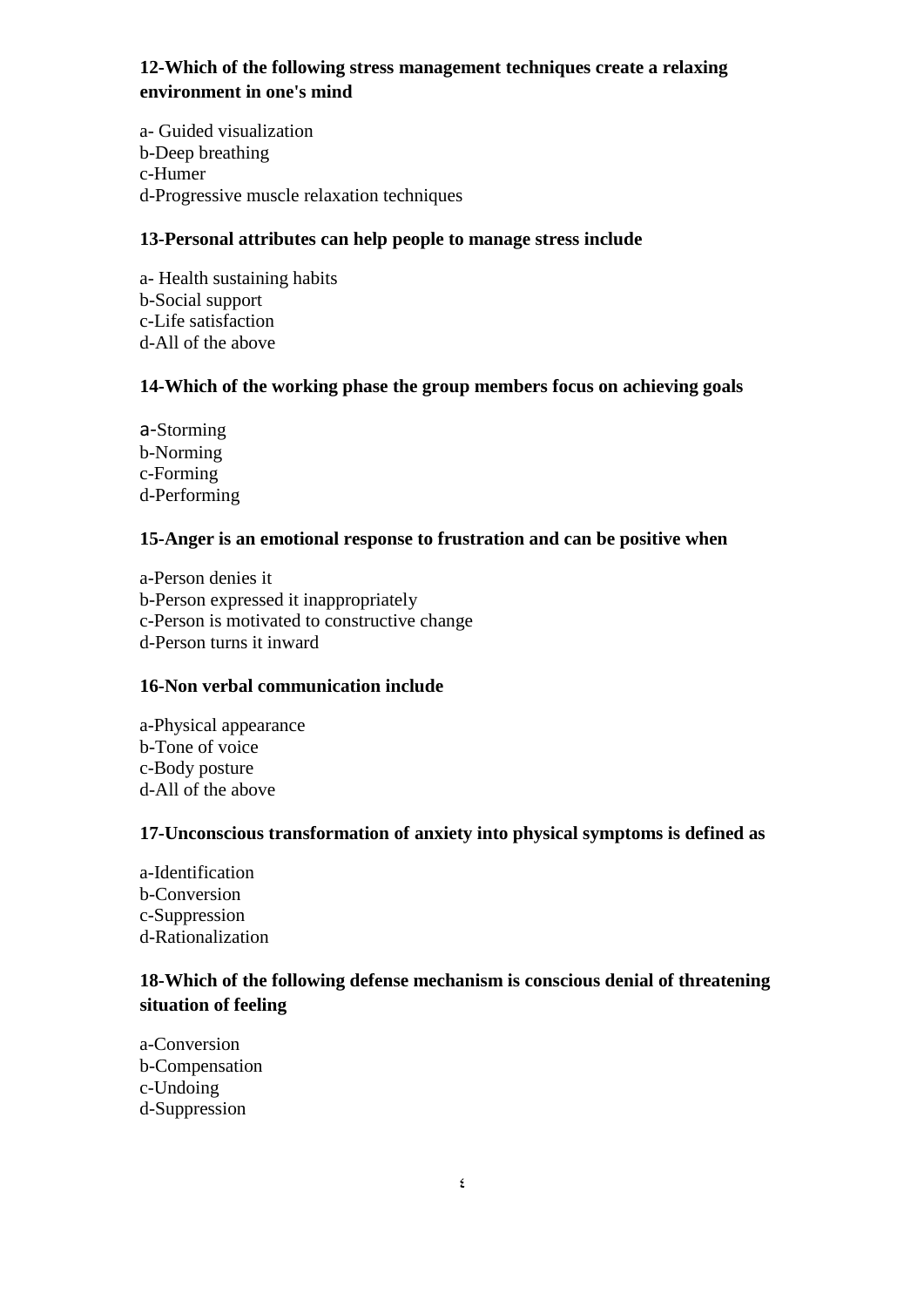**12-Which of the following stress management techniques create a relaxing environment in one's mind**

a- Guided visualization
b-Deep breathing
c-Humer
d-Progressive muscle relaxation techniques

**13-Personal attributes can help people to manage stress include**

a- Health sustaining habits
b-Social support
c-Life satisfaction
d-All of the above

**14-Which of the working phase the group members focus on achieving goals**

a-Storming
b-Norming
c-Forming
d-Performing

**15-Anger is an emotional response to frustration and can be positive when**

a-Person denies it
b-Person expressed it inappropriately
c-Person is motivated to constructive change
d-Person turns it inward

**16-Non verbal communication include**

a-Physical appearance
b-Tone of voice
c-Body posture
d-All of the above

**17-Unconscious transformation of anxiety into physical symptoms is defined as**

a-Identification
b-Conversion
c-Suppression
d-Rationalization

**18-Which of the following defense mechanism is conscious denial of threatening situation of feeling**

a-Conversion
b-Compensation
c-Undoing
d-Suppression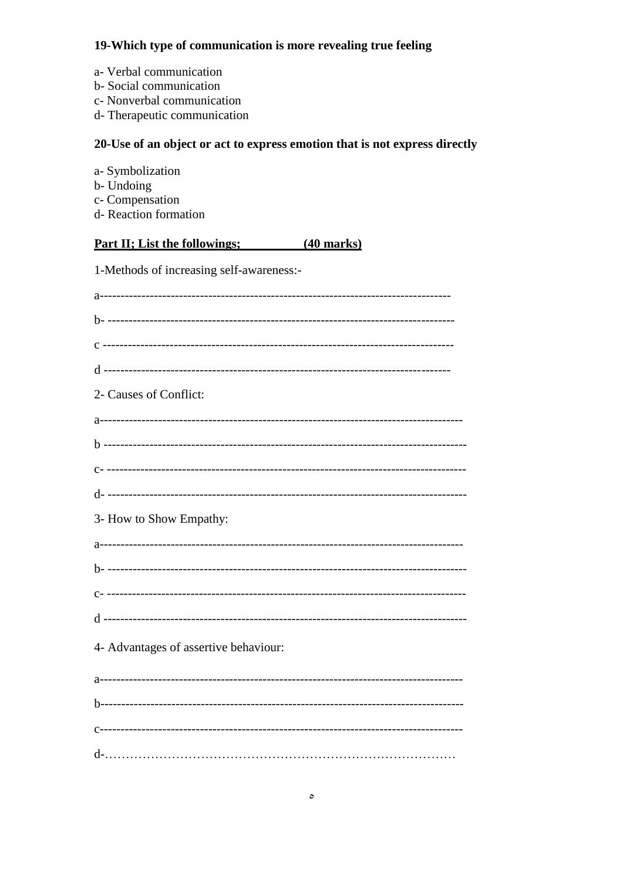**19-Which type of communication is more revealing true feeling**

a- Verbal communication
b- Social communication
c- Nonverbal communication
d- Therapeutic communication

**20-Use of an object or act to express emotion that is not express directly**

a- Symbolization
b- Undoing
c- Compensation
d- Reaction formation

**Part II; List the followings; (40 marks)**

1-Methods of increasing self-awareness:-

a-------------------------------------------------------------------------------

b- ------------------------------------------------------------------------------

c ------------------------------------------------------------------------------

d ------------------------------------------------------------------------------

2- Causes of Conflict:

a----------------------------------------------------------------------------------

b ---------------------------------------------------------------------------------

c- --------------------------------------------------------------------------------

d- --------------------------------------------------------------------------------

3- How to Show Empathy:

a----------------------------------------------------------------------------------

b- --------------------------------------------------------------------------------

c- --------------------------------------------------------------------------------

d ---------------------------------------------------------------------------------

4- Advantages of assertive behaviour:

a----------------------------------------------------------------------------------

b----------------------------------------------------------------------------------

c----------------------------------------------------------------------------------

d-…………………………………………………………………………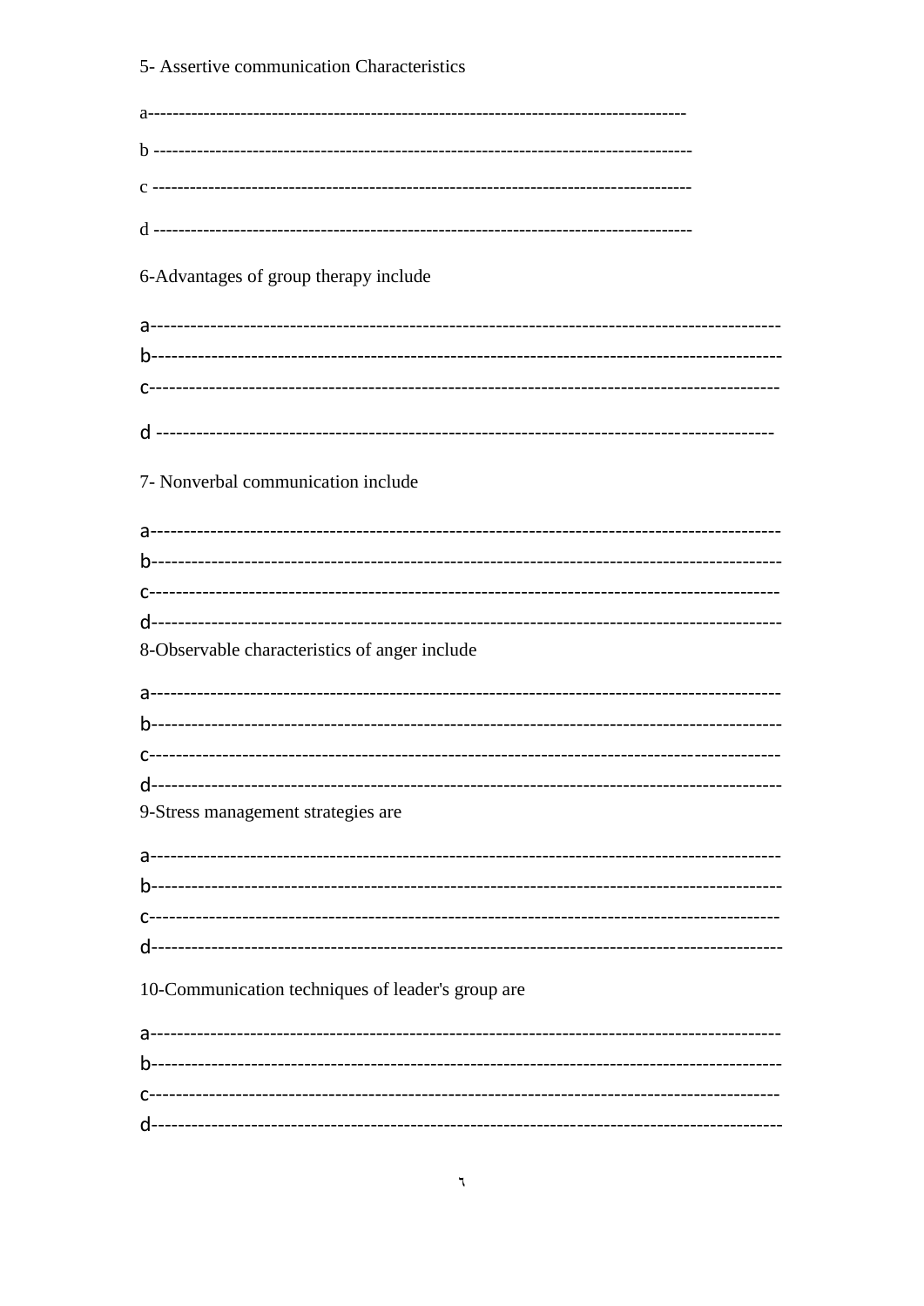5- Assertive communication Characteristics

a-----------------------------------------------------------------------------------

b -----------------------------------------------------------------------------------

c -----------------------------------------------------------------------------------

d -----------------------------------------------------------------------------------

6-Advantages of group therapy include

a-------------------------------------------------------------------------------------------

b-------------------------------------------------------------------------------------------

c-------------------------------------------------------------------------------------------

d -----------------------------------------------------------------------------------------

7- Nonverbal communication include

a-------------------------------------------------------------------------------------------

b-------------------------------------------------------------------------------------------

c-------------------------------------------------------------------------------------------

d-------------------------------------------------------------------------------------------

8-Observable characteristics of anger include

a-------------------------------------------------------------------------------------------

b-------------------------------------------------------------------------------------------

c-------------------------------------------------------------------------------------------

d-------------------------------------------------------------------------------------------

9-Stress management strategies are

a-------------------------------------------------------------------------------------------

b-------------------------------------------------------------------------------------------

c-------------------------------------------------------------------------------------------

d-------------------------------------------------------------------------------------------

10-Communication techniques of leader's group are

a-------------------------------------------------------------------------------------------

b-------------------------------------------------------------------------------------------

c-------------------------------------------------------------------------------------------

d-------------------------------------------------------------------------------------------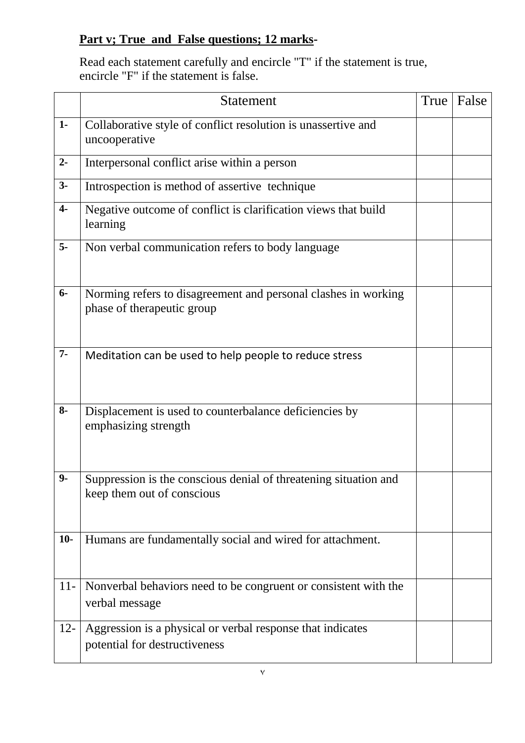**Part v; True and False questions; 12 marks-**

Read each statement carefully and encircle "T" if the statement is true, encircle "F" if the statement is false.

| | Statement | True | False |
|---|---|---|---|
| 1- | Collaborative style of conflict resolution is unassertive and uncooperative | | |
| 2- | Interpersonal conflict arise within a person | | |
| 3- | Introspection is method of assertive technique | | |
| 4- | Negative outcome of conflict is clarification views that build learning | | |
| 5- | Non verbal communication refers to body language | | |
| 6- | Norming refers to disagreement and personal clashes in working phase of therapeutic group | | |
| 7- | Meditation can be used to help people to reduce stress | | |
| 8- | Displacement is used to counterbalance deficiencies by emphasizing strength | | |
| 9- | Suppression is the conscious denial of threatening situation and keep them out of conscious | | |
| 10- | Humans are fundamentally social and wired for attachment. | | |
| 11- | Nonverbal behaviors need to be congruent or consistent with the verbal message | | |
| 12- | Aggression is a physical or verbal response that indicates potential for destructiveness | | |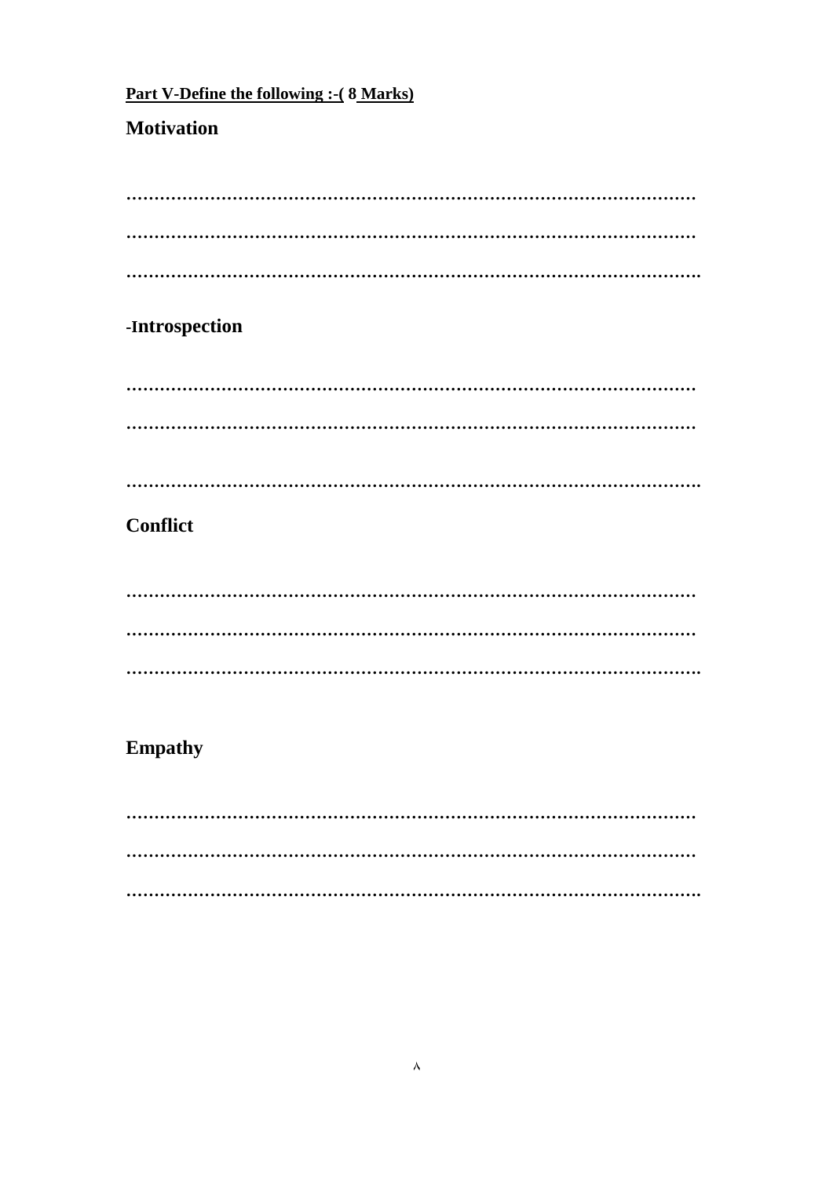**Part V-Define the following :-( 8 Marks)**

**Motivation**

…………………………………………………………………………………………

…………………………………………………………………………………………

…………………………………………………………………………………………..

**-Introspection**

…………………………………………………………………………………………

…………………………………………………………………………………………

…………………………………………………………………………………………..

**Conflict**

…………………………………………………………………………………………

…………………………………………………………………………………………

…………………………………………………………………………………………..

**Empathy**

…………………………………………………………………………………………

…………………………………………………………………………………………

…………………………………………………………………………………………..